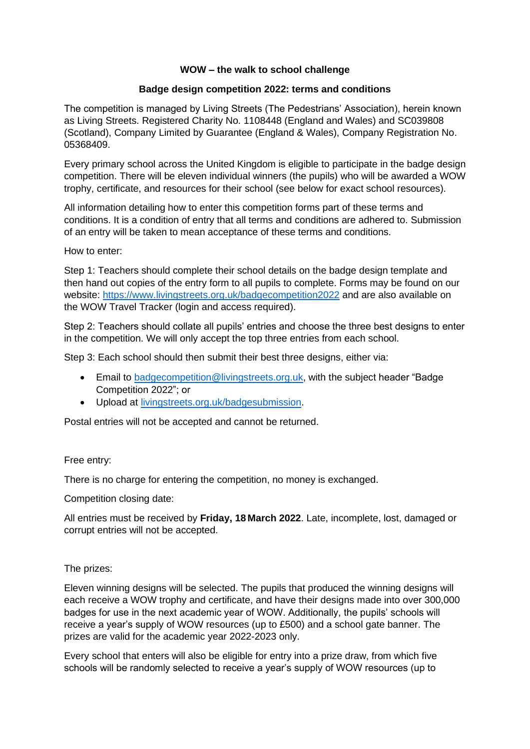**WOW – the walk to school challenge**

**Badge design competition 2022: terms and conditions**

The competition is managed by Living Streets (The Pedestrians' Association), herein known as Living Streets. Registered Charity No. 1108448 (England and Wales) and SC039808 (Scotland), Company Limited by Guarantee (England & Wales), Company Registration No. 05368409.

Every primary school across the United Kingdom is eligible to participate in the badge design competition. There will be eleven individual winners (the pupils) who will be awarded a WOW trophy, certificate, and resources for their school (see below for exact school resources).

All information detailing how to enter this competition forms part of these terms and conditions. It is a condition of entry that all terms and conditions are adhered to. Submission of an entry will be taken to mean acceptance of these terms and conditions.

How to enter:

Step 1: Teachers should complete their school details on the badge design template and then hand out copies of the entry form to all pupils to complete. Forms may be found on our website: [https://www.livingstreets.org.uk/badgecompetition2022](https://www.livingstreets.org.uk/badgecompetition2022) and are also available on the WOW Travel Tracker (login and access required).

Step 2: Teachers should collate all pupils' entries and choose the three best designs to enter in the competition. We will only accept the top three entries from each school.

Step 3: Each school should then submit their best three designs, either via:

- Email to [badgecompetition@livingstreets.org.uk](mailto:badgecompetition@livingstreets.org.uk), with the subject header "Badge Competition 2022"; or
- Upload at [livingstreets.org.uk/badgesubmission](livingstreets.org.uk/badgesubmission).

Postal entries will not be accepted and cannot be returned.

Free entry:

There is no charge for entering the competition, no money is exchanged.

Competition closing date:

All entries must be received by **Friday, 18 March 2022**. Late, incomplete, lost, damaged or corrupt entries will not be accepted.

The prizes:

Eleven winning designs will be selected. The pupils that produced the winning designs will each receive a WOW trophy and certificate, and have their designs made into over 300,000 badges for use in the next academic year of WOW. Additionally, the pupils' schools will receive a year's supply of WOW resources (up to £500) and a school gate banner. The prizes are valid for the academic year 2022-2023 only.

Every school that enters will also be eligible for entry into a prize draw, from which five schools will be randomly selected to receive a year's supply of WOW resources (up to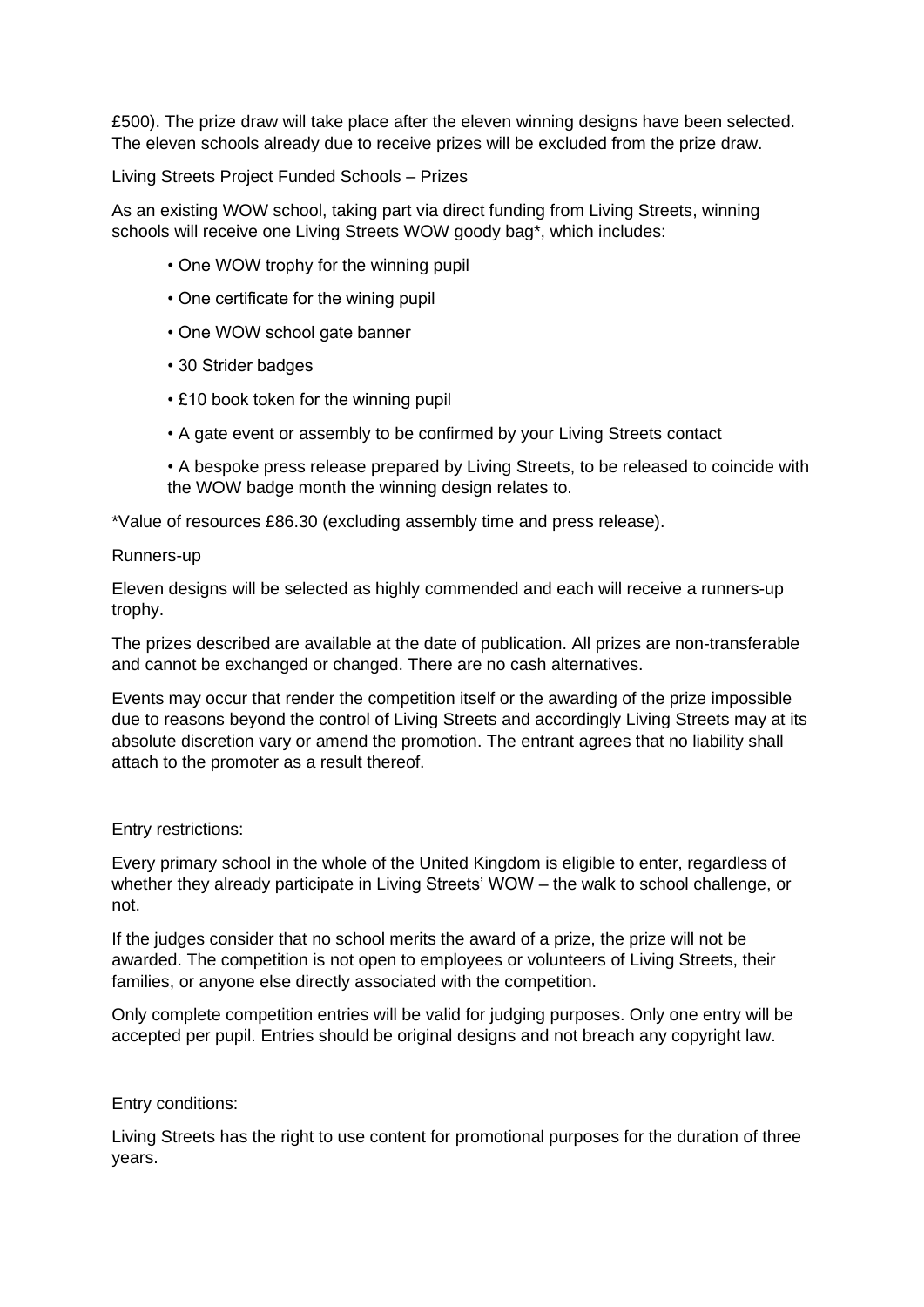£500). The prize draw will take place after the eleven winning designs have been selected. The eleven schools already due to receive prizes will be excluded from the prize draw.

Living Streets Project Funded Schools – Prizes

As an existing WOW school, taking part via direct funding from Living Streets, winning schools will receive one Living Streets WOW goody bag*, which includes:

- One WOW trophy for the winning pupil
- One certificate for the wining pupil
- One WOW school gate banner
- 30 Strider badges
- £10 book token for the winning pupil
- A gate event or assembly to be confirmed by your Living Streets contact
- A bespoke press release prepared by Living Streets, to be released to coincide with the WOW badge month the winning design relates to.

*Value of resources £86.30 (excluding assembly time and press release).

Runners-up

Eleven designs will be selected as highly commended and each will receive a runners-up trophy.

The prizes described are available at the date of publication. All prizes are non-transferable and cannot be exchanged or changed. There are no cash alternatives.

Events may occur that render the competition itself or the awarding of the prize impossible due to reasons beyond the control of Living Streets and accordingly Living Streets may at its absolute discretion vary or amend the promotion. The entrant agrees that no liability shall attach to the promoter as a result thereof.

Entry restrictions:

Every primary school in the whole of the United Kingdom is eligible to enter, regardless of whether they already participate in Living Streets' WOW – the walk to school challenge, or not.

If the judges consider that no school merits the award of a prize, the prize will not be awarded. The competition is not open to employees or volunteers of Living Streets, their families, or anyone else directly associated with the competition.

Only complete competition entries will be valid for judging purposes. Only one entry will be accepted per pupil. Entries should be original designs and not breach any copyright law.

Entry conditions:

Living Streets has the right to use content for promotional purposes for the duration of three years.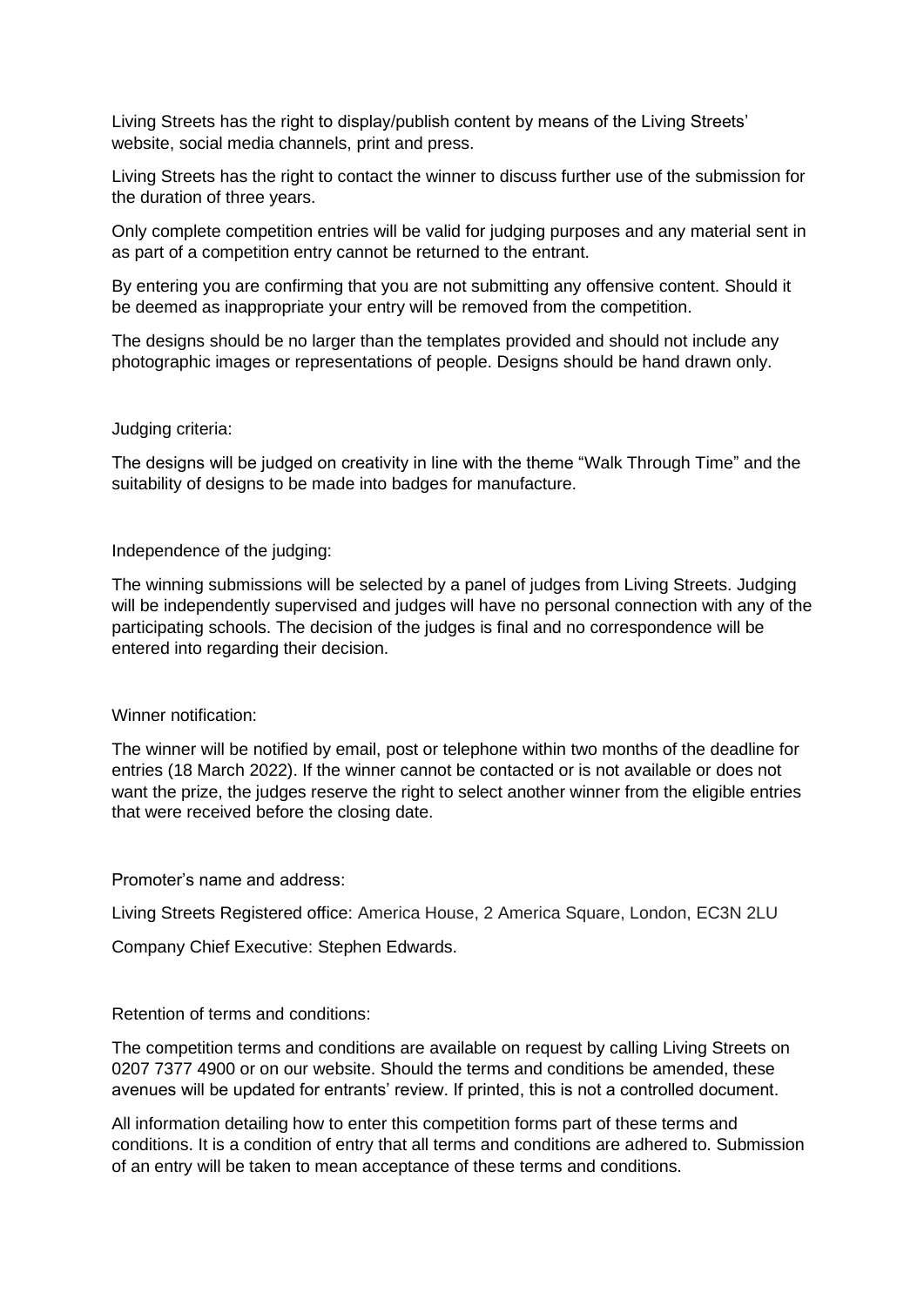Living Streets has the right to display/publish content by means of the Living Streets' website, social media channels, print and press.

Living Streets has the right to contact the winner to discuss further use of the submission for the duration of three years.

Only complete competition entries will be valid for judging purposes and any material sent in as part of a competition entry cannot be returned to the entrant.

By entering you are confirming that you are not submitting any offensive content. Should it be deemed as inappropriate your entry will be removed from the competition.

The designs should be no larger than the templates provided and should not include any photographic images or representations of people. Designs should be hand drawn only.

Judging criteria:

The designs will be judged on creativity in line with the theme "Walk Through Time" and the suitability of designs to be made into badges for manufacture.

Independence of the judging:

The winning submissions will be selected by a panel of judges from Living Streets. Judging will be independently supervised and judges will have no personal connection with any of the participating schools. The decision of the judges is final and no correspondence will be entered into regarding their decision.

Winner notification:

The winner will be notified by email, post or telephone within two months of the deadline for entries (18 March 2022). If the winner cannot be contacted or is not available or does not want the prize, the judges reserve the right to select another winner from the eligible entries that were received before the closing date.

Promoter's name and address:

Living Streets Registered office: America House, 2 America Square, London, EC3N 2LU

Company Chief Executive: Stephen Edwards.

Retention of terms and conditions:

The competition terms and conditions are available on request by calling Living Streets on 0207 7377 4900 or on our website. Should the terms and conditions be amended, these avenues will be updated for entrants' review. If printed, this is not a controlled document.

All information detailing how to enter this competition forms part of these terms and conditions. It is a condition of entry that all terms and conditions are adhered to. Submission of an entry will be taken to mean acceptance of these terms and conditions.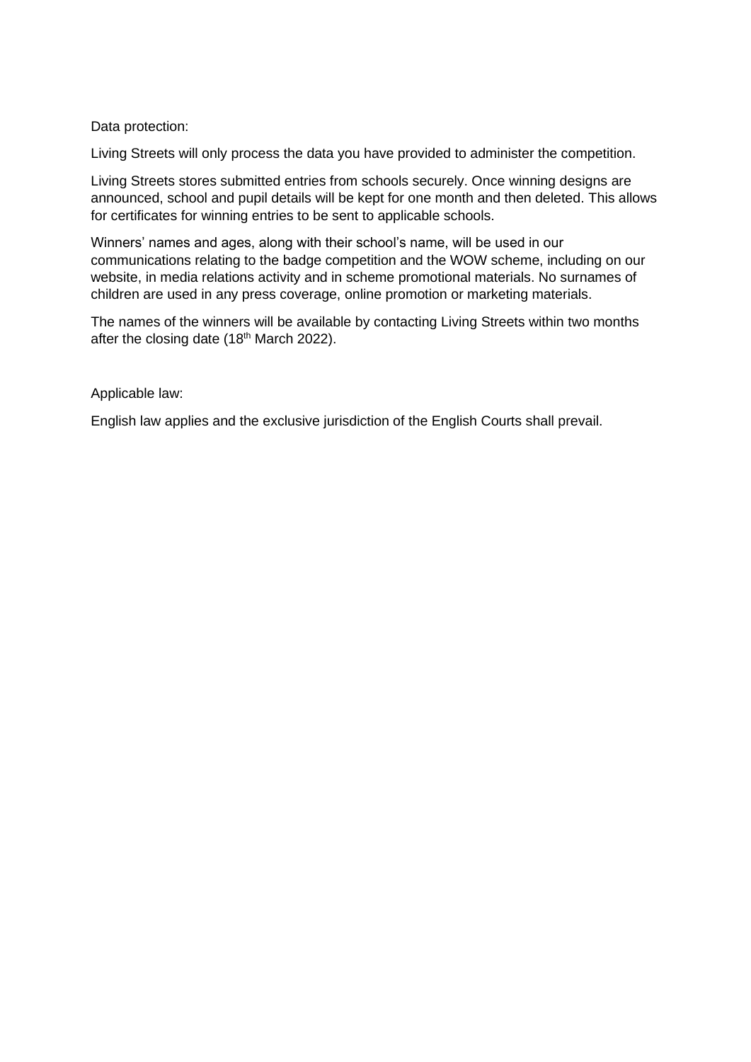Data protection:

Living Streets will only process the data you have provided to administer the competition.

Living Streets stores submitted entries from schools securely. Once winning designs are announced, school and pupil details will be kept for one month and then deleted. This allows for certificates for winning entries to be sent to applicable schools.

Winners' names and ages, along with their school's name, will be used in our communications relating to the badge competition and the WOW scheme, including on our website, in media relations activity and in scheme promotional materials. No surnames of children are used in any press coverage, online promotion or marketing materials.

The names of the winners will be available by contacting Living Streets within two months after the closing date (18th March 2022).

Applicable law:

English law applies and the exclusive jurisdiction of the English Courts shall prevail.